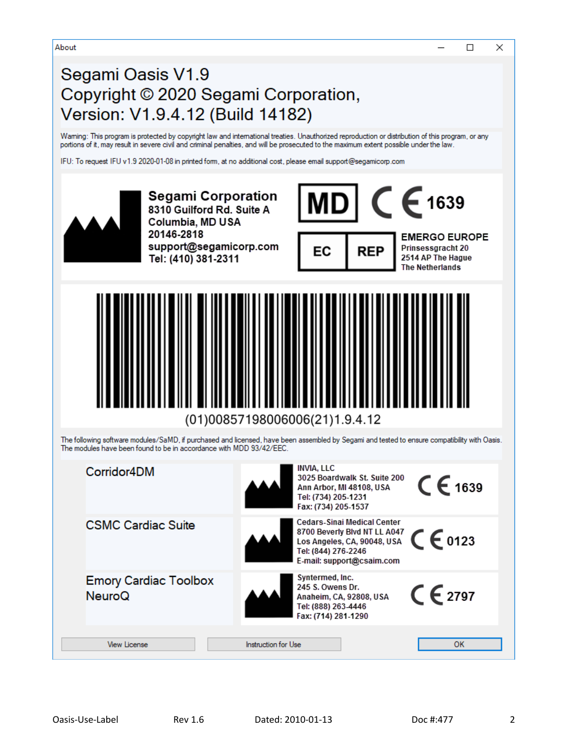About

# Segami Oasis V1.9
# Copyright © 2020 Segami Corporation,
# Version: V1.9.4.12 (Build 14182)

Warning: This program is protected by copyright law and international treaties. Unauthorized reproduction or distribution of this program, or any portions of it, may result in severe civil and criminal penalties, and will be prosecuted to the maximum extent possible under the law.

IFU: To request IFU v1.9 2020-01-08 in printed form, at no additional cost, please email support@segamicorp.com

**Segami Corporation**
**8310 Guilford Rd. Suite A**
**Columbia, MD USA**
**20146-2818**
**support@segamicorp.com**
**Tel: (410) 381-2311**

**MD** **CE 1639**

**EC REP**

**EMERGO EUROPE**
**Prinsessgracht 20**
**2514 AP The Hague**
**The Netherlands**

(01)00857198006006(21)1.9.4.12

The following software modules/SaMD, if purchased and licensed, have been assembled by Segami and tested to ensure compatibility with Oasis. The modules have been found to be in accordance with MDD 93/42/EEC.

| Module | Manufacturer | CE |
| --- | --- | --- |
| Corridor4DM | INVIA, LLC<br>3025 Boardwalk St. Suite 200<br>Ann Arbor, MI 48108, USA<br>Tel: (734) 205-1231<br>Fax: (734) 205-1537 | CE 1639 |
| CSMC Cardiac Suite | Cedars-Sinai Medical Center<br>8700 Beverly Blvd NT LL A047<br>Los Angeles, CA, 90048, USA<br>Tel: (844) 276-2246<br>E-mail: support@csaim.com | CE 0123 |
| Emory Cardiac Toolbox<br>NeuroQ | Syntermed, Inc.<br>245 S. Owens Dr.<br>Anaheim, CA, 92808, USA<br>Tel: (888) 263-4446<br>Fax: (714) 281-1290 | CE 2797 |

View License | Instruction for Use | OK

Oasis-Use-Label Rev 1.6 Dated: 2010-01-13 Doc #:477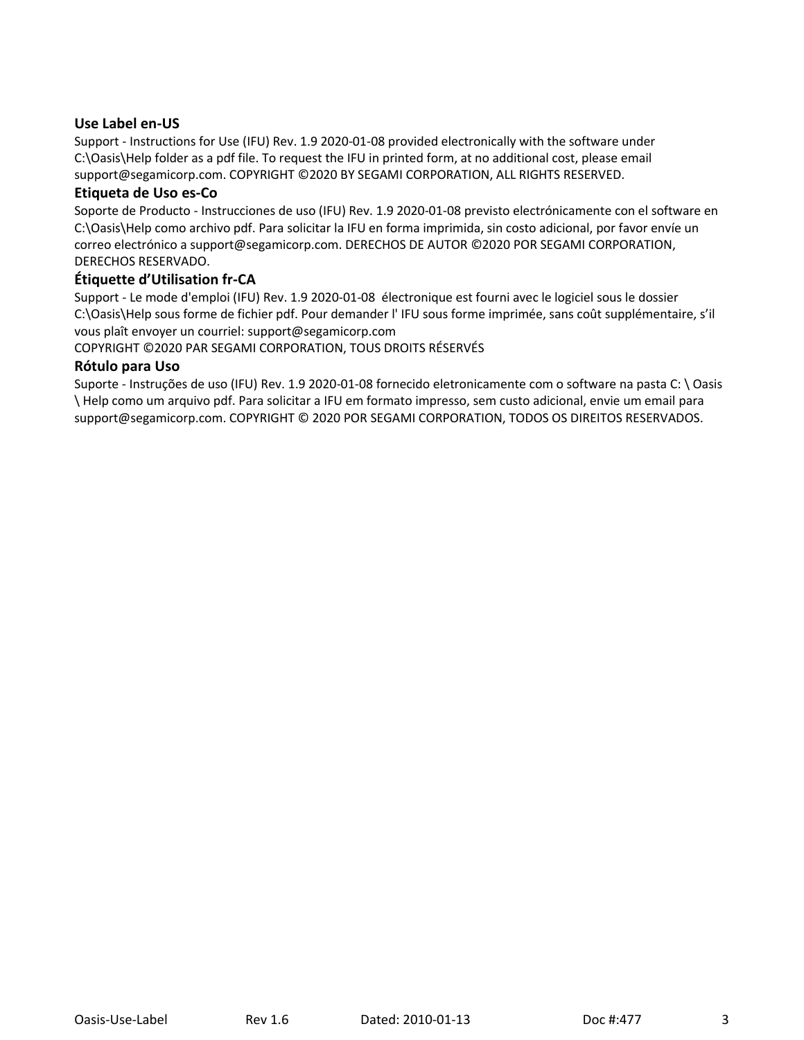### Use Label en-US

Support - Instructions for Use (IFU) Rev. 1.9 2020-01-08 provided electronically with the software under C:\Oasis\Help folder as a pdf file. To request the IFU in printed form, at no additional cost, please email support@segamicorp.com. COPYRIGHT ©2020 BY SEGAMI CORPORATION, ALL RIGHTS RESERVED.

### Etiqueta de Uso es-Co

Soporte de Producto - Instrucciones de uso (IFU) Rev. 1.9 2020-01-08 previsto electrónicamente con el software en C:\Oasis\Help como archivo pdf. Para solicitar la IFU en forma imprimida, sin costo adicional, por favor envíe un correo electrónico a support@segamicorp.com. DERECHOS DE AUTOR ©2020 POR SEGAMI CORPORATION, DERECHOS RESERVADO.

### Étiquette d'Utilisation fr-CA

Support - Le mode d'emploi (IFU) Rev. 1.9 2020-01-08 électronique est fourni avec le logiciel sous le dossier C:\Oasis\Help sous forme de fichier pdf. Pour demander l' IFU sous forme imprimée, sans coût supplémentaire, s'il vous plaît envoyer un courriel: support@segamicorp.com
COPYRIGHT ©2020 PAR SEGAMI CORPORATION, TOUS DROITS RÉSERVÉS

### Rótulo para Uso

Suporte - Instruções de uso (IFU) Rev. 1.9 2020-01-08 fornecido eletronicamente com o software na pasta C: \ Oasis \ Help como um arquivo pdf. Para solicitar a IFU em formato impresso, sem custo adicional, envie um email para support@segamicorp.com. COPYRIGHT © 2020 POR SEGAMI CORPORATION, TODOS OS DIREITOS RESERVADOS.